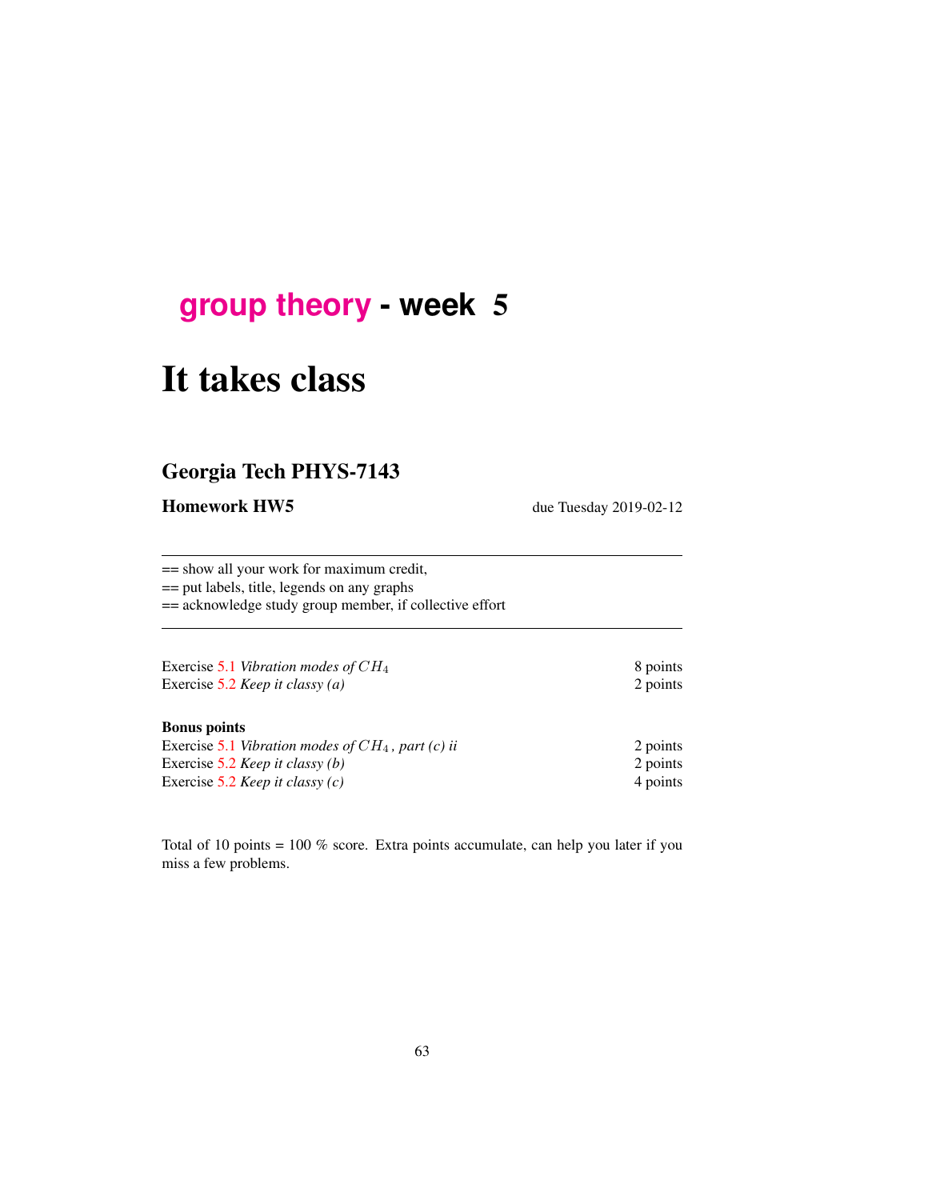# group theory - week 5

# It takes class

## Georgia Tech PHYS-7143

**Homework HW5** due Tuesday 2019-02-12

---

== show all your work for maximum credit,
== put labels, title, legends on any graphs
== acknowledge study group member, if collective effort

---

| | |
|---|---|
| Exercise 5.1 *Vibration modes of $CH_4$* | 8 points |
| Exercise 5.2 *Keep it classy (a)* | 2 points |

**Bonus points**

| | |
|---|---|
| Exercise 5.1 *Vibration modes of $CH_4$, part (c) ii* | 2 points |
| Exercise 5.2 *Keep it classy (b)* | 2 points |
| Exercise 5.2 *Keep it classy (c)* | 4 points |

Total of 10 points = 100 % score. Extra points accumulate, can help you later if you miss a few problems.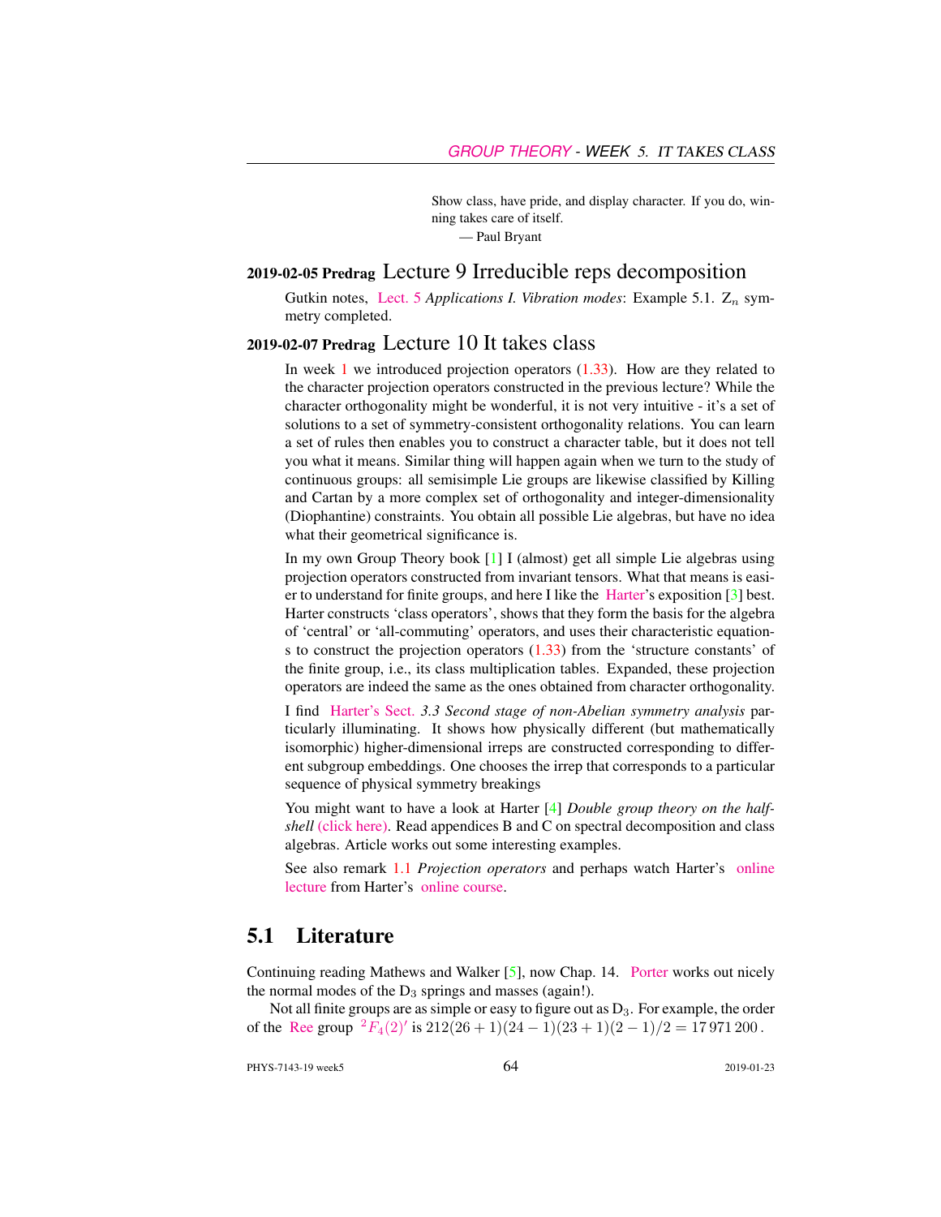> Show class, have pride, and display character. If you do, winning takes care of itself.
> — Paul Bryant

## 2019-02-05 Predrag Lecture 9 Irreducible reps decomposition

Gutkin notes, Lect. 5 *Applications I. Vibration modes*: Example 5.1. $Z_n$ symmetry completed.

## 2019-02-07 Predrag Lecture 10 It takes class

In week 1 we introduced projection operators (1.33). How are they related to the character projection operators constructed in the previous lecture? While the character orthogonality might be wonderful, it is not very intuitive - it's a set of solutions to a set of symmetry-consistent orthogonality relations. You can learn a set of rules then enables you to construct a character table, but it does not tell you what it means. Similar thing will happen again when we turn to the study of continuous groups: all semisimple Lie groups are likewise classified by Killing and Cartan by a more complex set of orthogonality and integer-dimensionality (Diophantine) constraints. You obtain all possible Lie algebras, but have no idea what their geometrical significance is.

In my own Group Theory book [1] I (almost) get all simple Lie algebras using projection operators constructed from invariant tensors. What that means is easier to understand for finite groups, and here I like the Harter's exposition [3] best. Harter constructs 'class operators', shows that they form the basis for the algebra of 'central' or 'all-commuting' operators, and uses their characteristic equations to construct the projection operators (1.33) from the 'structure constants' of the finite group, i.e., its class multiplication tables. Expanded, these projection operators are indeed the same as the ones obtained from character orthogonality.

I find Harter's Sect. 3.3 *Second stage of non-Abelian symmetry analysis* particularly illuminating. It shows how physically different (but mathematically isomorphic) higher-dimensional irreps are constructed corresponding to different subgroup embeddings. One chooses the irrep that corresponds to a particular sequence of physical symmetry breakings

You might want to have a look at Harter [4] *Double group theory on the half-shell* (click here). Read appendices B and C on spectral decomposition and class algebras. Article works out some interesting examples.

See also remark 1.1 *Projection operators* and perhaps watch Harter's online lecture from Harter's online course.

## 5.1 Literature

Continuing reading Mathews and Walker [5], now Chap. 14. Porter works out nicely the normal modes of the $D_3$ springs and masses (again!).

Not all finite groups are as simple or easy to figure out as $D_3$. For example, the order of the Ree group ${}^2F_4(2)'$ is $212(26+1)(24-1)(23+1)(2-1)/2 = 17\,971\,200$.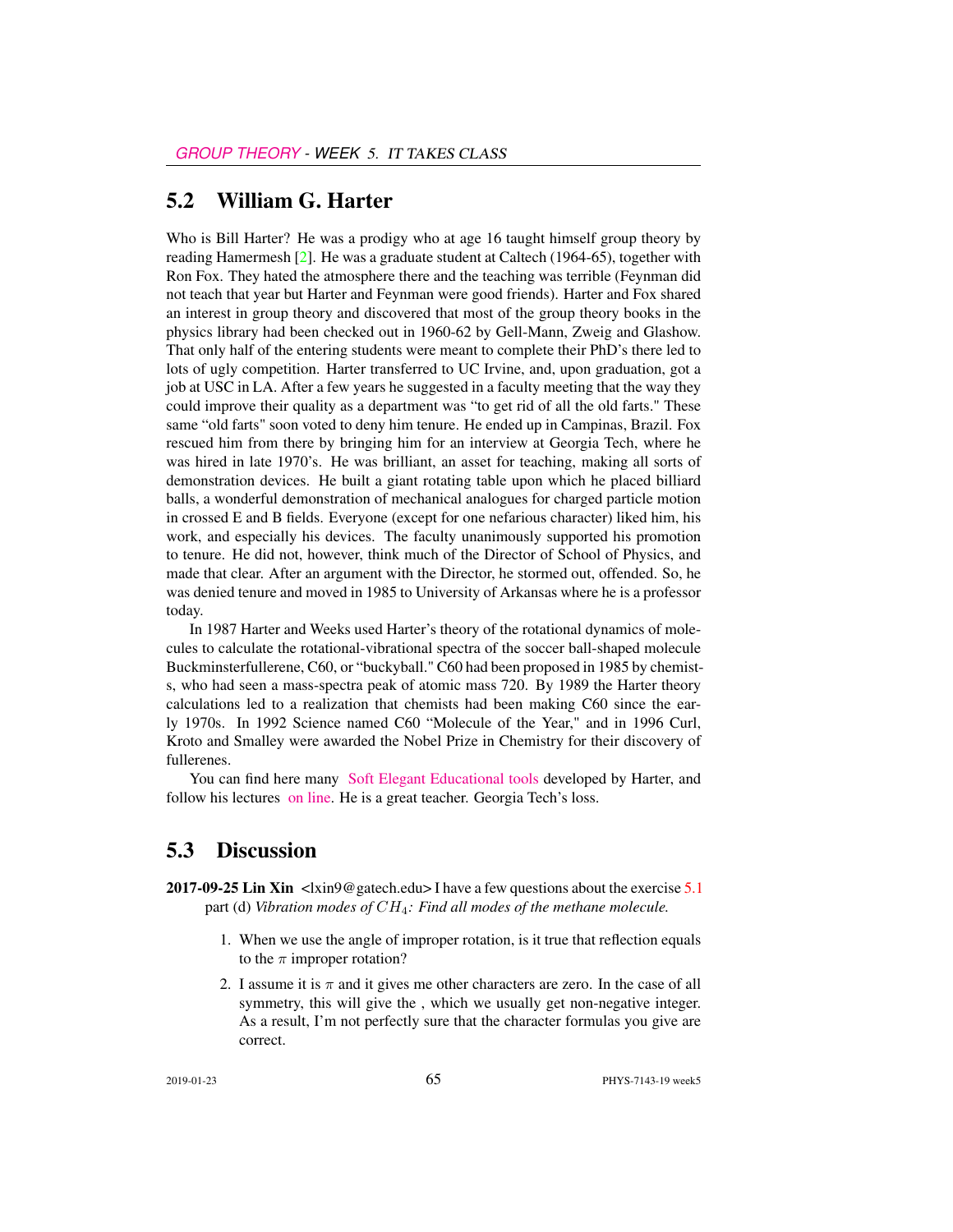## 5.2 William G. Harter

Who is Bill Harter? He was a prodigy who at age 16 taught himself group theory by reading Hamermesh [2]. He was a graduate student at Caltech (1964-65), together with Ron Fox. They hated the atmosphere there and the teaching was terrible (Feynman did not teach that year but Harter and Feynman were good friends). Harter and Fox shared an interest in group theory and discovered that most of the group theory books in the physics library had been checked out in 1960-62 by Gell-Mann, Zweig and Glashow. That only half of the entering students were meant to complete their PhD's there led to lots of ugly competition. Harter transferred to UC Irvine, and, upon graduation, got a job at USC in LA. After a few years he suggested in a faculty meeting that the way they could improve their quality as a department was "to get rid of all the old farts." These same "old farts" soon voted to deny him tenure. He ended up in Campinas, Brazil. Fox rescued him from there by bringing him for an interview at Georgia Tech, where he was hired in late 1970's. He was brilliant, an asset for teaching, making all sorts of demonstration devices. He built a giant rotating table upon which he placed billiard balls, a wonderful demonstration of mechanical analogues for charged particle motion in crossed E and B fields. Everyone (except for one nefarious character) liked him, his work, and especially his devices. The faculty unanimously supported his promotion to tenure. He did not, however, think much of the Director of School of Physics, and made that clear. After an argument with the Director, he stormed out, offended. So, he was denied tenure and moved in 1985 to University of Arkansas where he is a professor today.

In 1987 Harter and Weeks used Harter's theory of the rotational dynamics of molecules to calculate the rotational-vibrational spectra of the soccer ball-shaped molecule Buckminsterfullerene, C60, or "buckyball." C60 had been proposed in 1985 by chemists, who had seen a mass-spectra peak of atomic mass 720. By 1989 the Harter theory calculations led to a realization that chemists had been making C60 since the early 1970s. In 1992 Science named C60 "Molecule of the Year," and in 1996 Curl, Kroto and Smalley were awarded the Nobel Prize in Chemistry for their discovery of fullerenes.

You can find here many Soft Elegant Educational tools developed by Harter, and follow his lectures on line. He is a great teacher. Georgia Tech's loss.

## 5.3 Discussion

**2017-09-25 Lin Xin** <lxin9@gatech.edu> I have a few questions about the exercise 5.1 part (d) *Vibration modes of $CH_4$: Find all modes of the methane molecule.*

1. When we use the angle of improper rotation, is it true that reflection equals to the $\pi$ improper rotation?
2. I assume it is $\pi$ and it gives me other characters are zero. In the case of all symmetry, this will give the , which we usually get non-negative integer. As a result, I'm not perfectly sure that the character formulas you give are correct.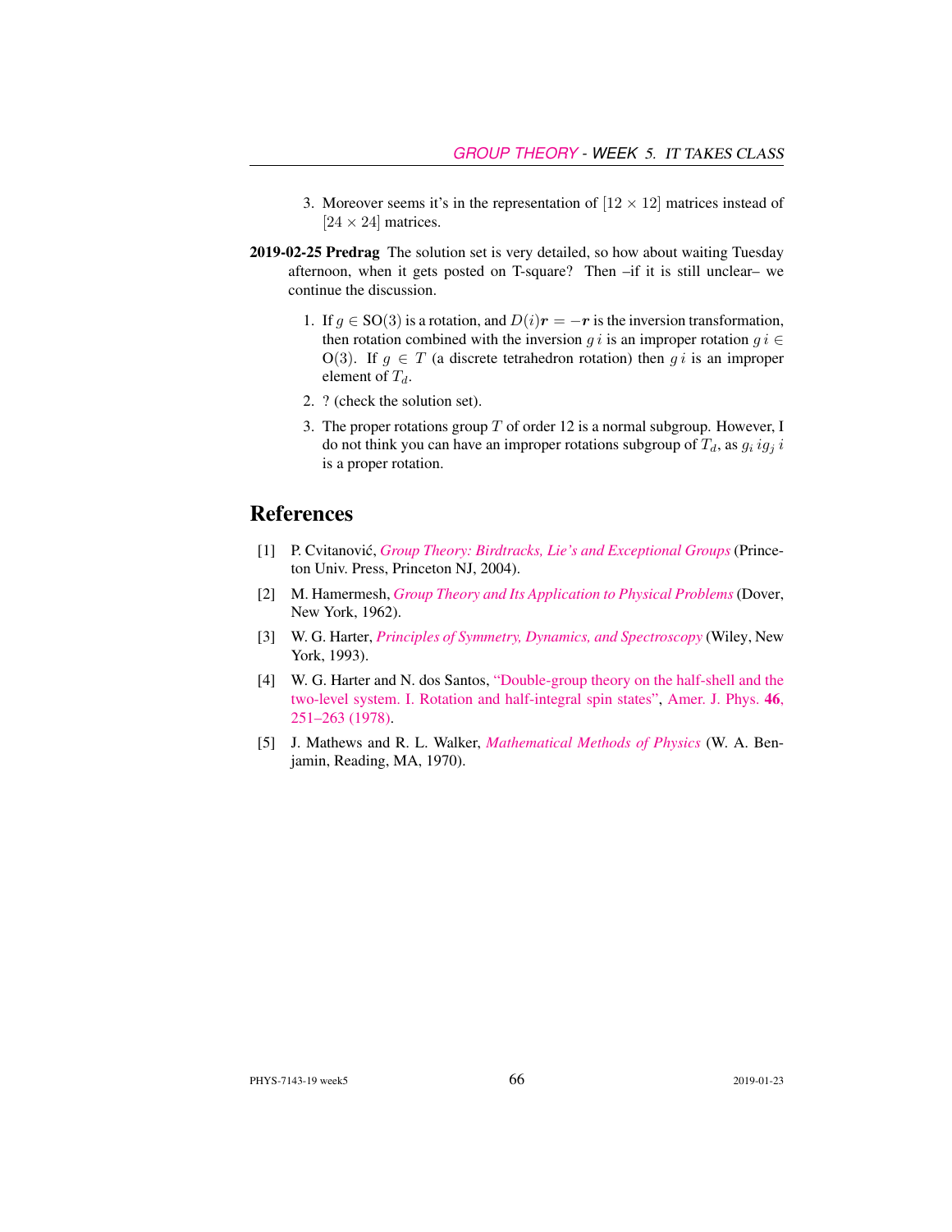3. Moreover seems it's in the representation of $[12 \times 12]$ matrices instead of $[24 \times 24]$ matrices.

**2019-02-25 Predrag** The solution set is very detailed, so how about waiting Tuesday afternoon, when it gets posted on T-square? Then –if it is still unclear– we continue the discussion.

1. If $g \in \mathrm{SO}(3)$ is a rotation, and $D(i)\boldsymbol{r} = -\boldsymbol{r}$ is the inversion transformation, then rotation combined with the inversion $g\,i$ is an improper rotation $g\,i \in \mathrm{O}(3)$. If $g \in T$ (a discrete tetrahedron rotation) then $g\,i$ is an improper element of $T_d$.
2. ? (check the solution set).
3. The proper rotations group $T$ of order 12 is a normal subgroup. However, I do not think you can have an improper rotations subgroup of $T_d$, as $g_i\,ig_j\,i$ is a proper rotation.

## References

[1] P. Cvitanović, *Group Theory: Birdtracks, Lie's and Exceptional Groups* (Princeton Univ. Press, Princeton NJ, 2004).

[2] M. Hamermesh, *Group Theory and Its Application to Physical Problems* (Dover, New York, 1962).

[3] W. G. Harter, *Principles of Symmetry, Dynamics, and Spectroscopy* (Wiley, New York, 1993).

[4] W. G. Harter and N. dos Santos, "Double-group theory on the half-shell and the two-level system. I. Rotation and half-integral spin states", Amer. J. Phys. **46**, 251–263 (1978).

[5] J. Mathews and R. L. Walker, *Mathematical Methods of Physics* (W. A. Benjamin, Reading, MA, 1970).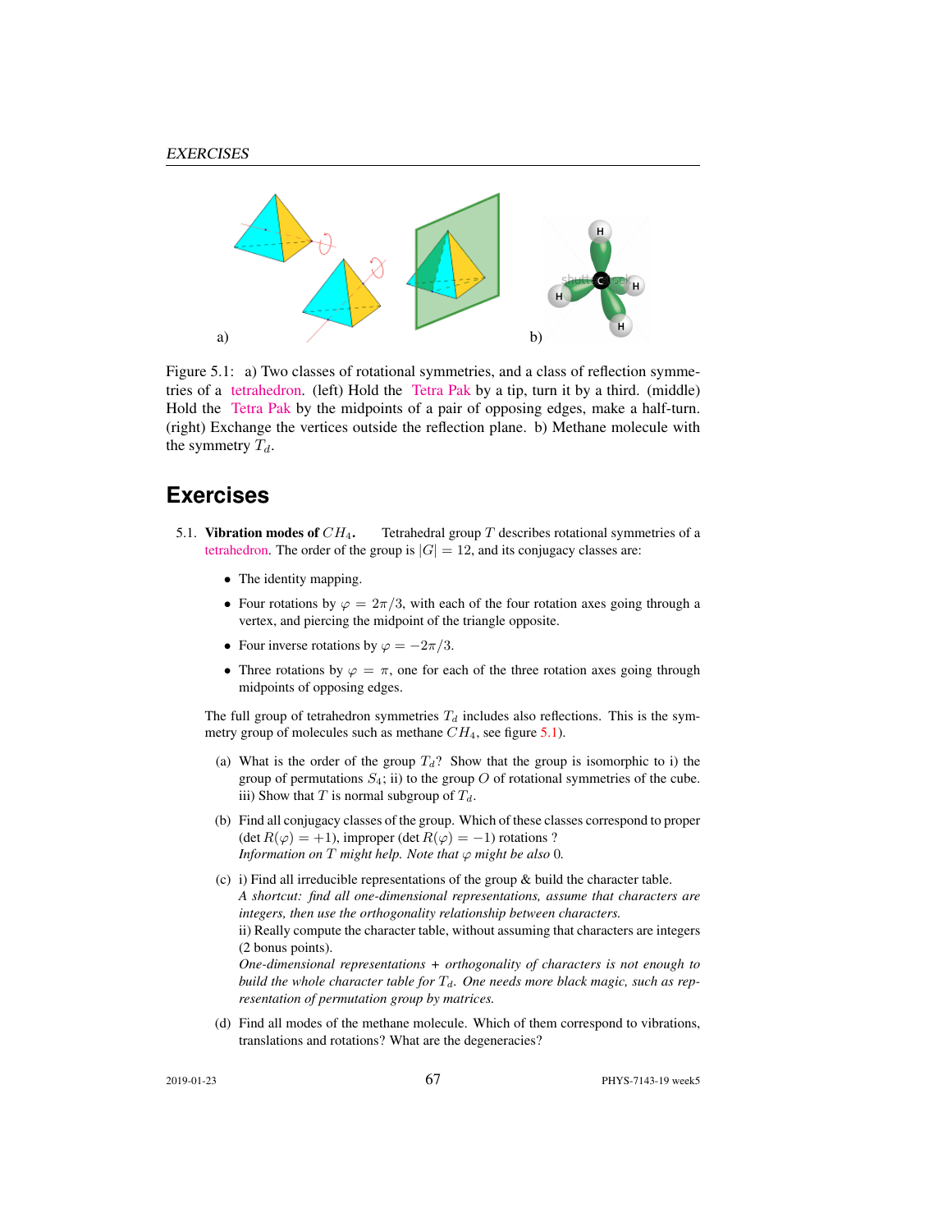Figure 5.1: a) Two classes of rotational symmetries, and a class of reflection symmetries of a tetrahedron. (left) Hold the Tetra Pak by a tip, turn it by a third. (middle) Hold the Tetra Pak by the midpoints of a pair of opposing edges, make a half-turn. (right) Exchange the vertices outside the reflection plane. b) Methane molecule with the symmetry $T_d$.

## Exercises

5.1. **Vibration modes of $CH_4$.** Tetrahedral group $T$ describes rotational symmetries of a tetrahedron. The order of the group is $|G| = 12$, and its conjugacy classes are:

- The identity mapping.
- Four rotations by $\varphi = 2\pi/3$, with each of the four rotation axes going through a vertex, and piercing the midpoint of the triangle opposite.
- Four inverse rotations by $\varphi = -2\pi/3$.
- Three rotations by $\varphi = \pi$, one for each of the three rotation axes going through midpoints of opposing edges.

The full group of tetrahedron symmetries $T_d$ includes also reflections. This is the symmetry group of molecules such as methane $CH_4$, see figure 5.1).

(a) What is the order of the group $T_d$? Show that the group is isomorphic to i) the group of permutations $S_4$; ii) to the group $O$ of rotational symmetries of the cube. iii) Show that $T$ is normal subgroup of $T_d$.

(b) Find all conjugacy classes of the group. Which of these classes correspond to proper ($\det R(\varphi) = +1$), improper ($\det R(\varphi) = -1$) rotations ?
*Information on $T$ might help. Note that $\varphi$ might be also 0.*

(c) i) Find all irreducible representations of the group & build the character table.
*A shortcut: find all one-dimensional representations, assume that characters are integers, then use the orthogonality relationship between characters.*
ii) Really compute the character table, without assuming that characters are integers (2 bonus points).
*One-dimensional representations + orthogonality of characters is not enough to build the whole character table for $T_d$. One needs more black magic, such as representation of permutation group by matrices.*

(d) Find all modes of the methane molecule. Which of them correspond to vibrations, translations and rotations? What are the degeneracies?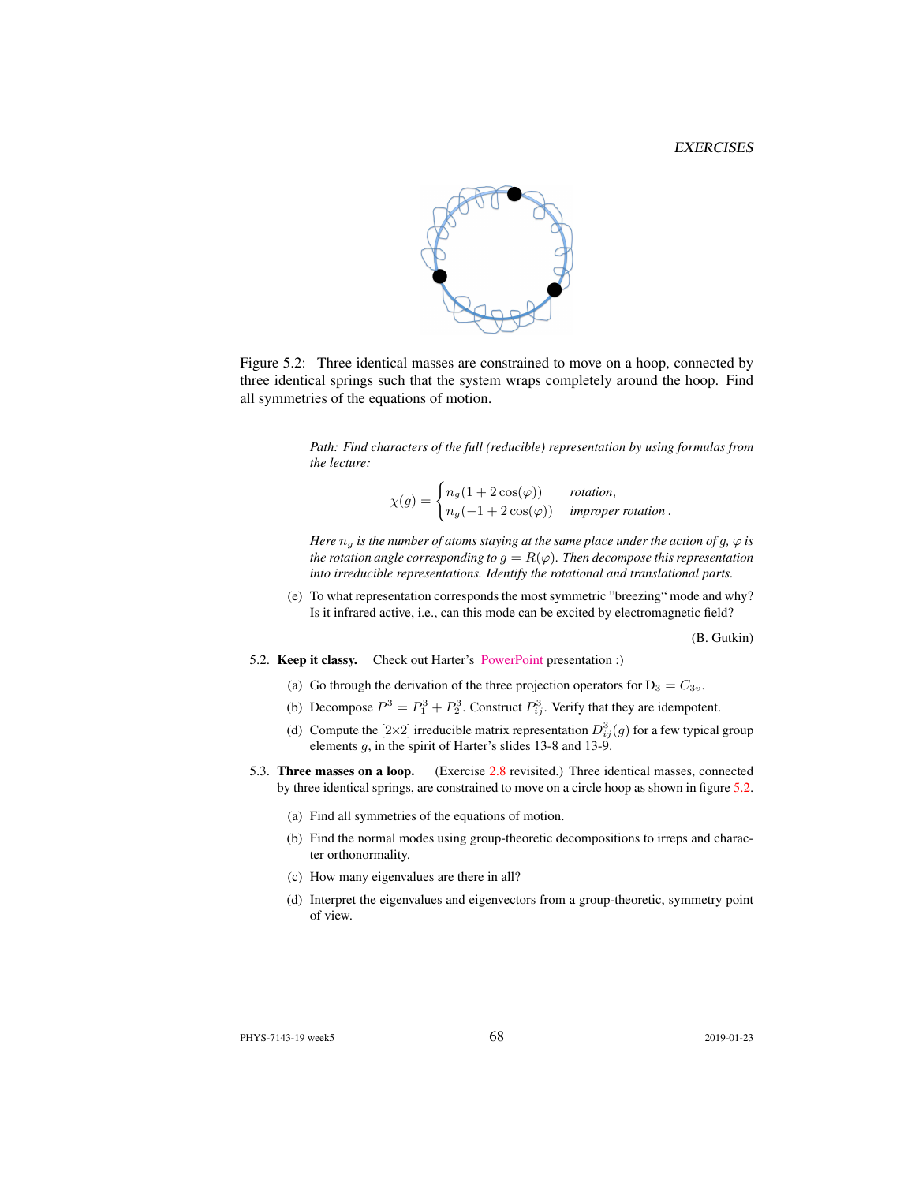Figure 5.2: Three identical masses are constrained to move on a hoop, connected by three identical springs such that the system wraps completely around the hoop. Find all symmetries of the equations of motion.

*Path: Find characters of the full (reducible) representation by using formulas from the lecture:*

$$\chi(g) = \begin{cases} n_g(1 + 2\cos(\varphi)) & \textit{rotation}, \\ n_g(-1 + 2\cos(\varphi)) & \textit{improper rotation}. \end{cases}$$

*Here $n_g$ is the number of atoms staying at the same place under the action of $g$, $\varphi$ is the rotation angle corresponding to $g = R(\varphi)$. Then decompose this representation into irreducible representations. Identify the rotational and translational parts.*

(e) To what representation corresponds the most symmetric "breezing" mode and why? Is it infrared active, i.e., can this mode can be excited by electromagnetic field?

(B. Gutkin)

5.2. **Keep it classy.** Check out Harter's PowerPoint presentation :)

(a) Go through the derivation of the three projection operators for $D_3 = C_{3v}$.

(b) Decompose $P^3 = P_1^3 + P_2^3$. Construct $P_{ij}^3$. Verify that they are idempotent.

(d) Compute the [2×2] irreducible matrix representation $D_{ij}^3(g)$ for a few typical group elements $g$, in the spirit of Harter's slides 13-8 and 13-9.

5.3. **Three masses on a loop.** (Exercise 2.8 revisited.) Three identical masses, connected by three identical springs, are constrained to move on a circle hoop as shown in figure 5.2.

(a) Find all symmetries of the equations of motion.

(b) Find the normal modes using group-theoretic decompositions to irreps and character orthonormality.

(c) How many eigenvalues are there in all?

(d) Interpret the eigenvalues and eigenvectors from a group-theoretic, symmetry point of view.